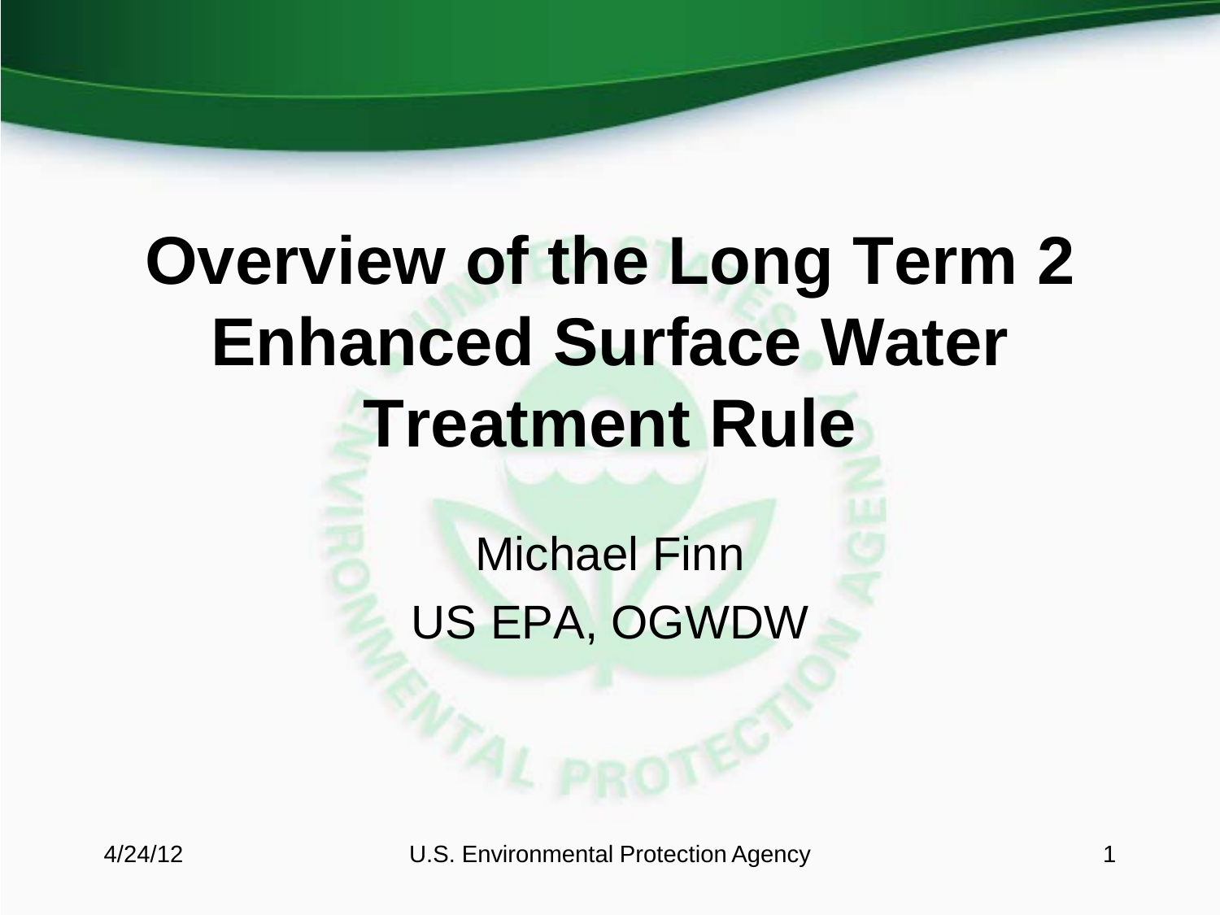# Overview of the Long Term 2 Enhanced Surface Water Treatment Rule

Michael Finn

US EPA, OGWDW

4/24/12

U.S. Environmental Protection Agency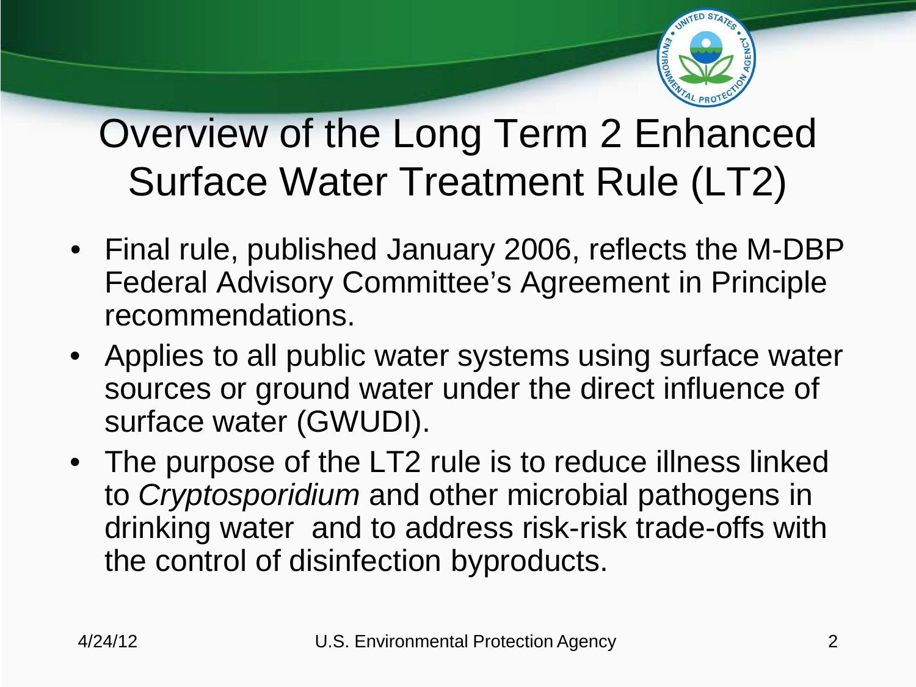# Overview of the Long Term 2 Enhanced Surface Water Treatment Rule (LT2)

- Final rule, published January 2006, reflects the M-DBP Federal Advisory Committee's Agreement in Principle recommendations.
- Applies to all public water systems using surface water sources or ground water under the direct influence of surface water (GWUDI).
- The purpose of the LT2 rule is to reduce illness linked to *Cryptosporidium* and other microbial pathogens in drinking water and to address risk-risk trade-offs with the control of disinfection byproducts.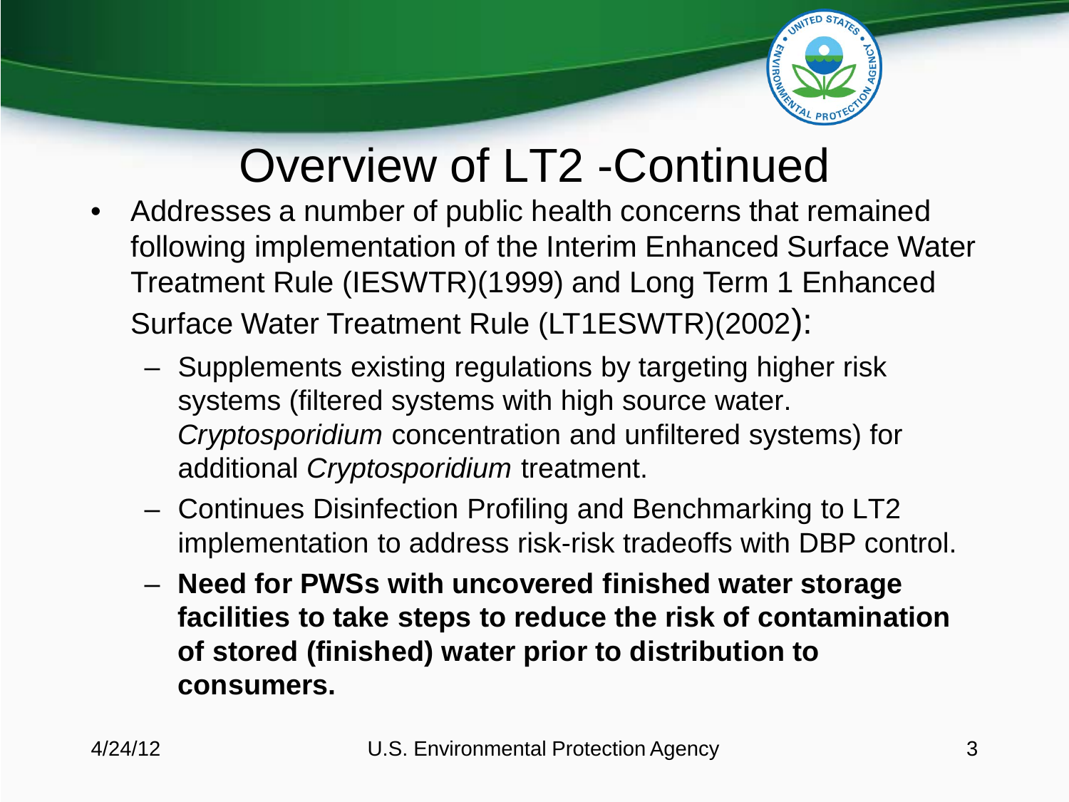# Overview of LT2 -Continued

- Addresses a number of public health concerns that remained following implementation of the Interim Enhanced Surface Water Treatment Rule (IESWTR)(1999) and Long Term 1 Enhanced Surface Water Treatment Rule (LT1ESWTR)(2002):
  - Supplements existing regulations by targeting higher risk systems (filtered systems with high source water. *Cryptosporidium* concentration and unfiltered systems) for additional *Cryptosporidium* treatment.
  - Continues Disinfection Profiling and Benchmarking to LT2 implementation to address risk-risk tradeoffs with DBP control.
  - **Need for PWSs with uncovered finished water storage facilities to take steps to reduce the risk of contamination of stored (finished) water prior to distribution to consumers.**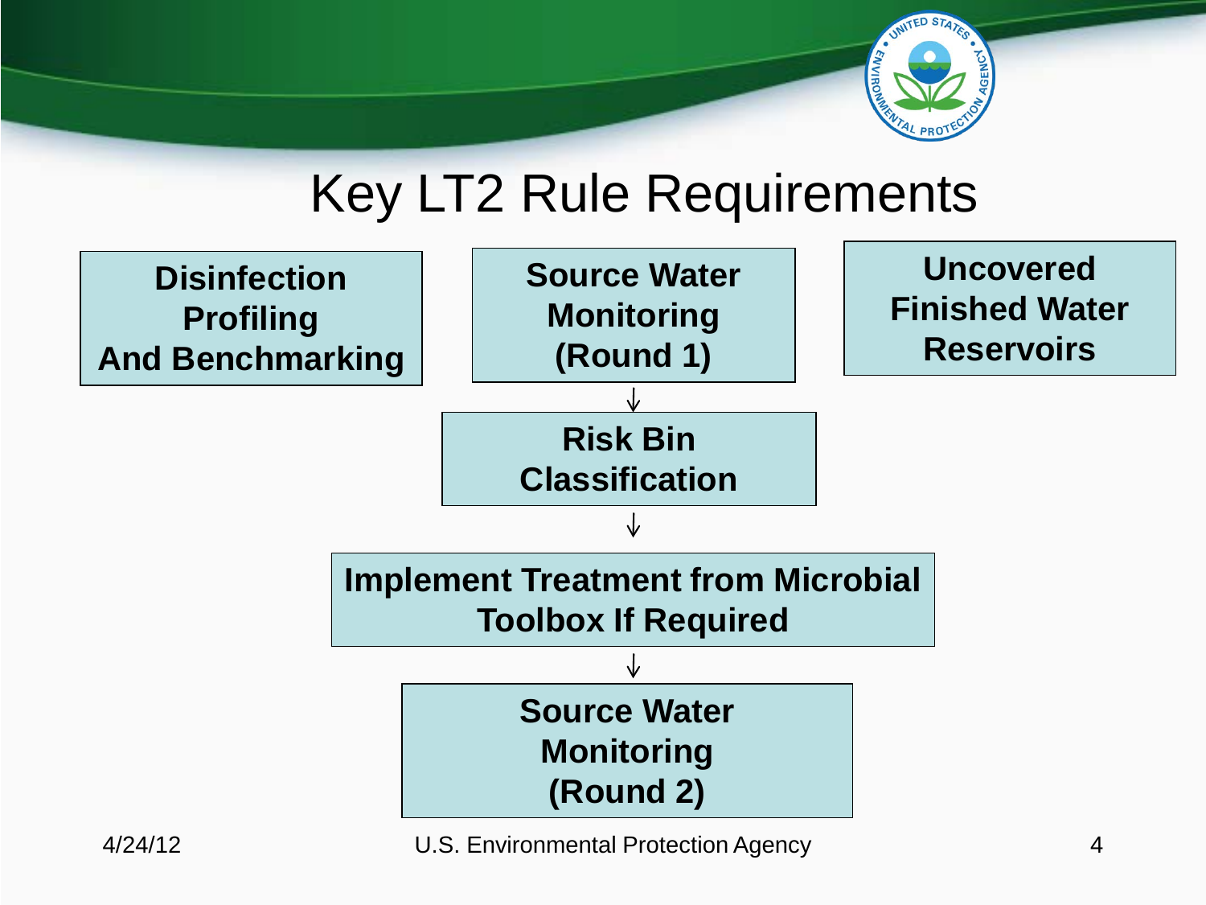# Key LT2 Rule Requirements

Disinfection Profiling And Benchmarking

Source Water Monitoring (Round 1)

Uncovered Finished Water Reservoirs

Risk Bin Classification

Implement Treatment from Microbial Toolbox If Required

Source Water Monitoring (Round 2)

4/24/12

U.S. Environmental Protection Agency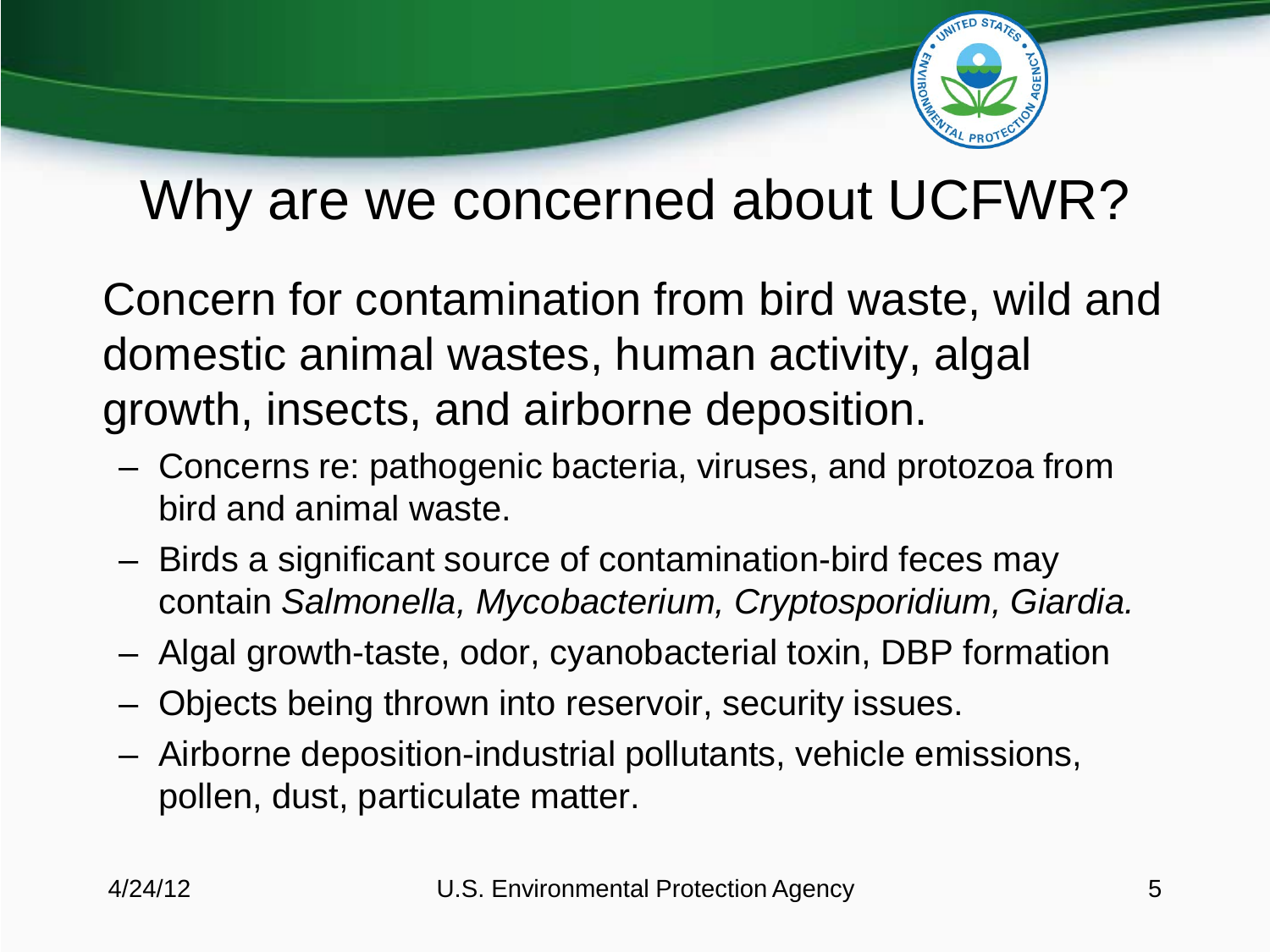# Why are we concerned about UCFWR?

Concern for contamination from bird waste, wild and domestic animal wastes, human activity, algal growth, insects, and airborne deposition.

- Concerns re: pathogenic bacteria, viruses, and protozoa from bird and animal waste.
- Birds a significant source of contamination-bird feces may contain *Salmonella, Mycobacterium, Cryptosporidium, Giardia.*
- Algal growth-taste, odor, cyanobacterial toxin, DBP formation
- Objects being thrown into reservoir, security issues.
- Airborne deposition-industrial pollutants, vehicle emissions, pollen, dust, particulate matter.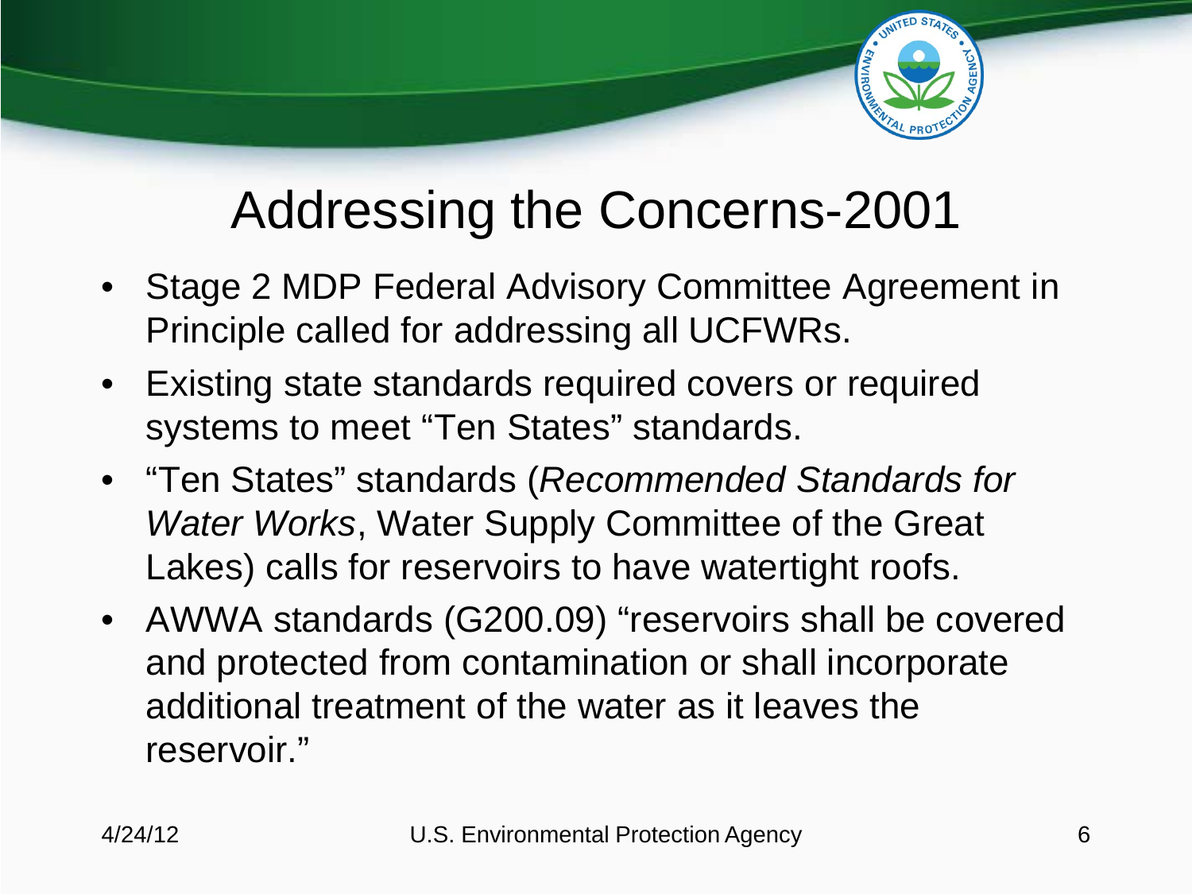# Addressing the Concerns-2001

- Stage 2 MDP Federal Advisory Committee Agreement in Principle called for addressing all UCFWRs.
- Existing state standards required covers or required systems to meet "Ten States" standards.
- "Ten States" standards (*Recommended Standards for Water Works*, Water Supply Committee of the Great Lakes) calls for reservoirs to have watertight roofs.
- AWWA standards (G200.09) "reservoirs shall be covered and protected from contamination or shall incorporate additional treatment of the water as it leaves the reservoir."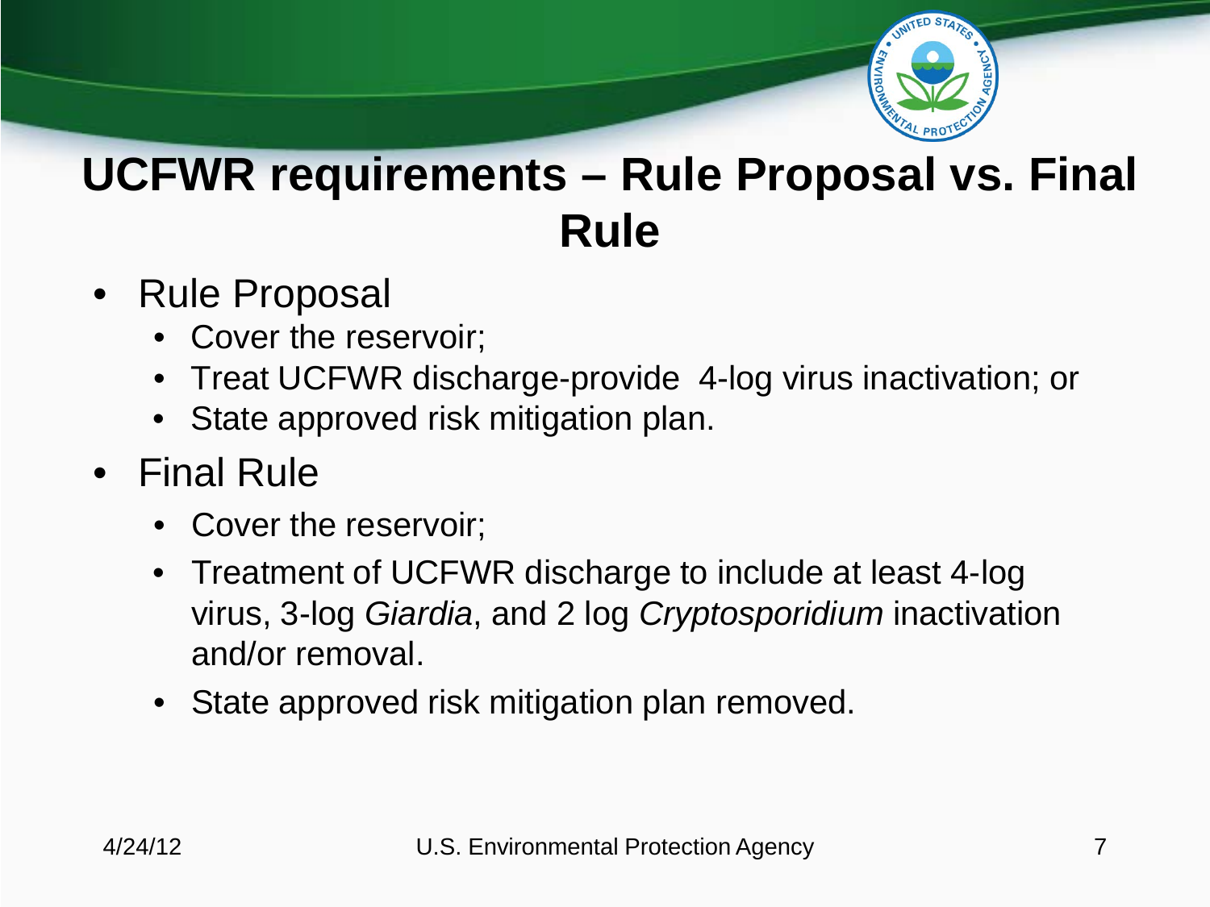# UCFWR requirements – Rule Proposal vs. Final Rule

- Rule Proposal
  - Cover the reservoir;
  - Treat UCFWR discharge-provide 4-log virus inactivation; or
  - State approved risk mitigation plan.
- Final Rule
  - Cover the reservoir;
  - Treatment of UCFWR discharge to include at least 4-log virus, 3-log *Giardia*, and 2 log *Cryptosporidium* inactivation and/or removal.
  - State approved risk mitigation plan removed.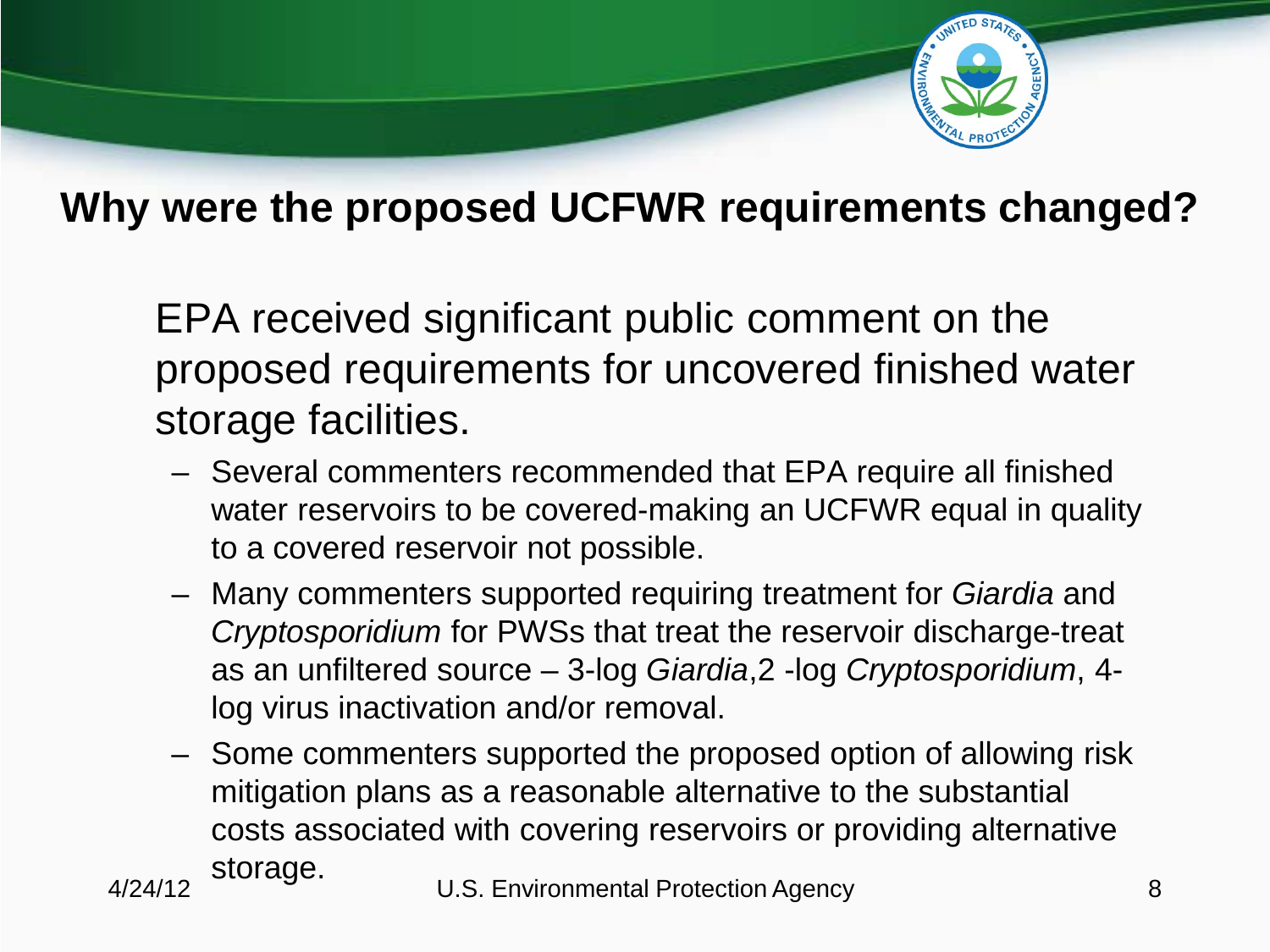## Why were the proposed UCFWR requirements changed?

EPA received significant public comment on the proposed requirements for uncovered finished water storage facilities.

- Several commenters recommended that EPA require all finished water reservoirs to be covered-making an UCFWR equal in quality to a covered reservoir not possible.
- Many commenters supported requiring treatment for *Giardia* and *Cryptosporidium* for PWSs that treat the reservoir discharge-treat as an unfiltered source – 3-log *Giardia*,2 -log *Cryptosporidium*, 4-log virus inactivation and/or removal.
- Some commenters supported the proposed option of allowing risk mitigation plans as a reasonable alternative to the substantial costs associated with covering reservoirs or providing alternative storage.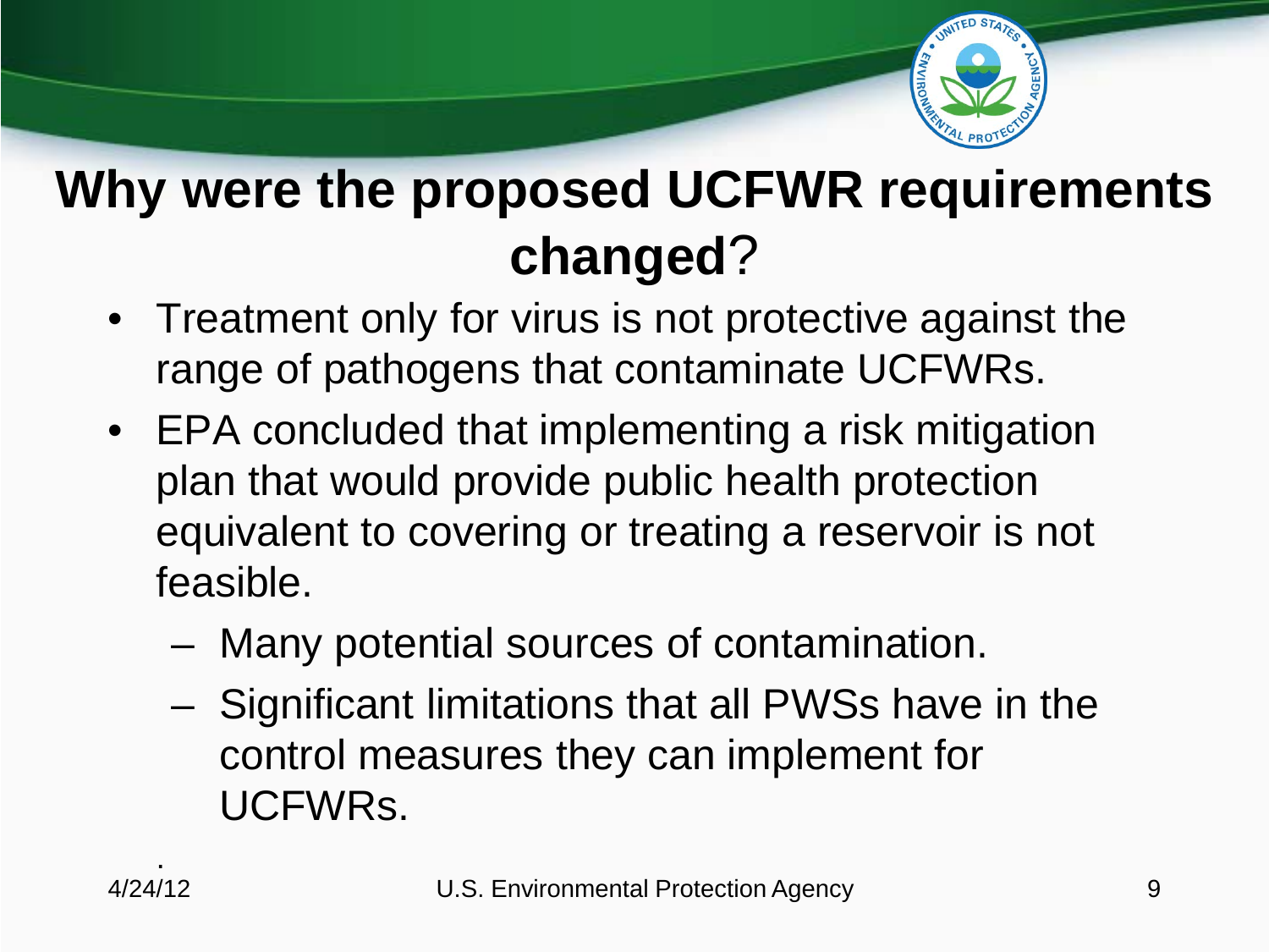# Why were the proposed UCFWR requirements changed?

- Treatment only for virus is not protective against the range of pathogens that contaminate UCFWRs.
- EPA concluded that implementing a risk mitigation plan that would provide public health protection equivalent to covering or treating a reservoir is not feasible.
  - Many potential sources of contamination.
  - Significant limitations that all PWSs have in the control measures they can implement for UCFWRs.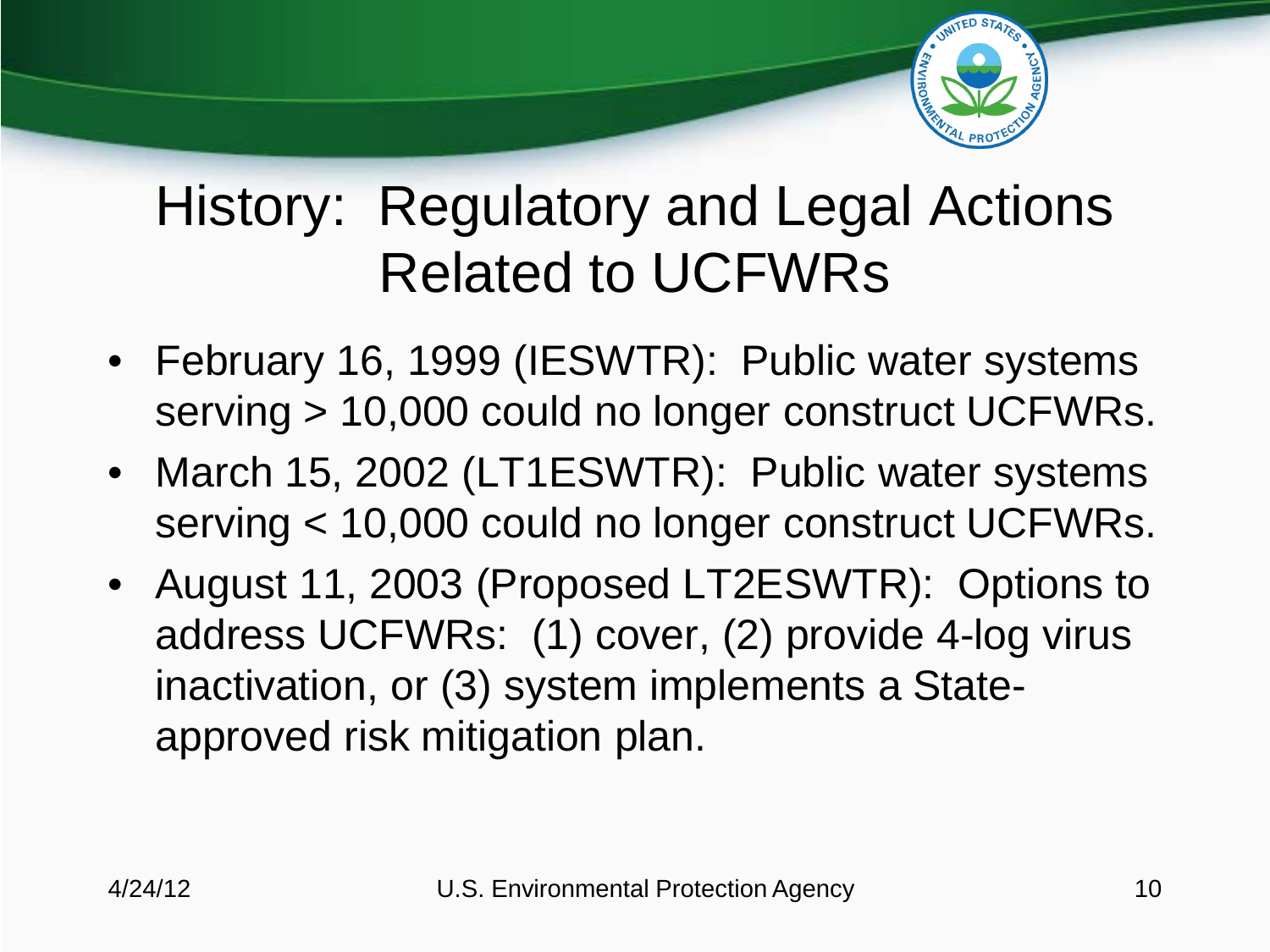# History: Regulatory and Legal Actions Related to UCFWRs

- February 16, 1999 (IESWTR): Public water systems serving > 10,000 could no longer construct UCFWRs.
- March 15, 2002 (LT1ESWTR): Public water systems serving < 10,000 could no longer construct UCFWRs.
- August 11, 2003 (Proposed LT2ESWTR): Options to address UCFWRs: (1) cover, (2) provide 4-log virus inactivation, or (3) system implements a State-approved risk mitigation plan.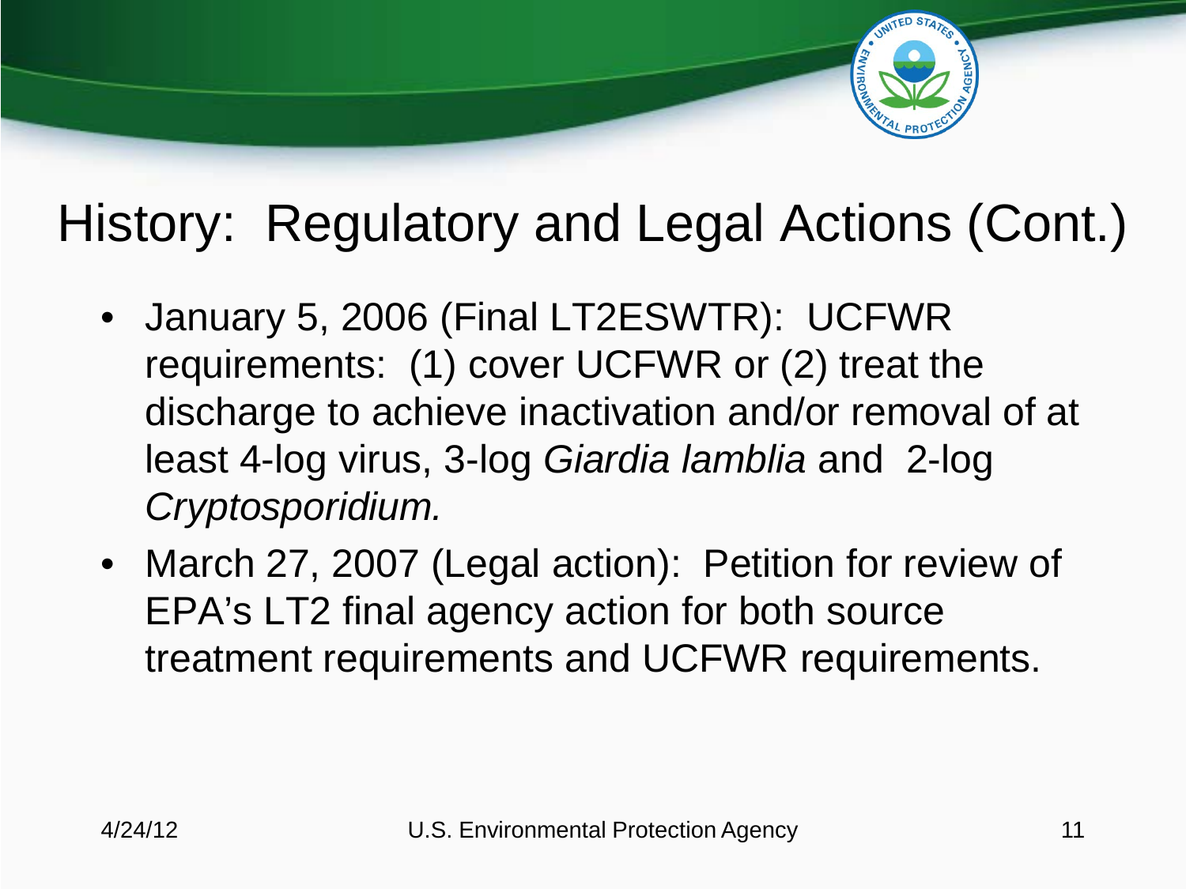# History: Regulatory and Legal Actions (Cont.)

- January 5, 2006 (Final LT2ESWTR): UCFWR requirements: (1) cover UCFWR or (2) treat the discharge to achieve inactivation and/or removal of at least 4-log virus, 3-log *Giardia lamblia* and 2-log *Cryptosporidium.*
- March 27, 2007 (Legal action): Petition for review of EPA's LT2 final agency action for both source treatment requirements and UCFWR requirements.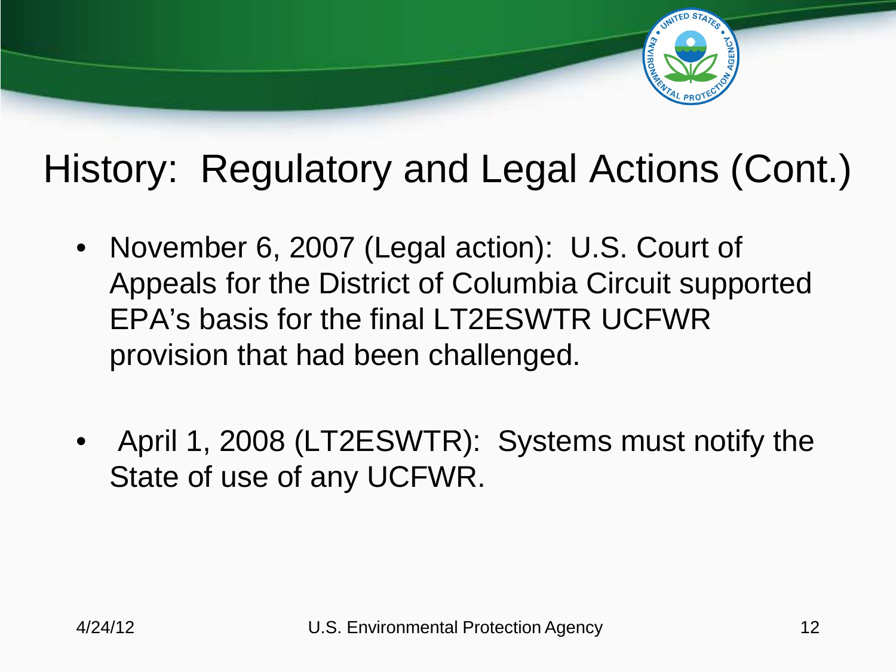# History: Regulatory and Legal Actions (Cont.)

- November 6, 2007 (Legal action): U.S. Court of Appeals for the District of Columbia Circuit supported EPA's basis for the final LT2ESWTR UCFWR provision that had been challenged.

- April 1, 2008 (LT2ESWTR): Systems must notify the State of use of any UCFWR.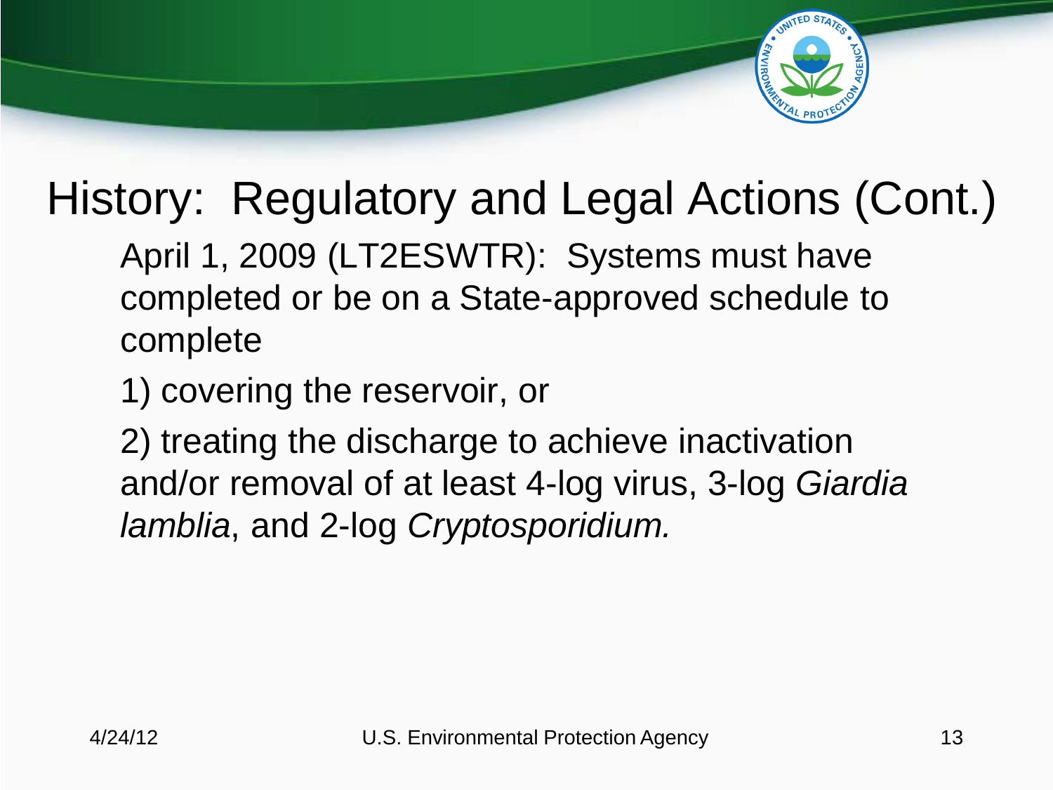# History: Regulatory and Legal Actions (Cont.)

April 1, 2009 (LT2ESWTR): Systems must have completed or be on a State-approved schedule to complete

1) covering the reservoir, or

2) treating the discharge to achieve inactivation and/or removal of at least 4-log virus, 3-log *Giardia lamblia*, and 2-log *Cryptosporidium.*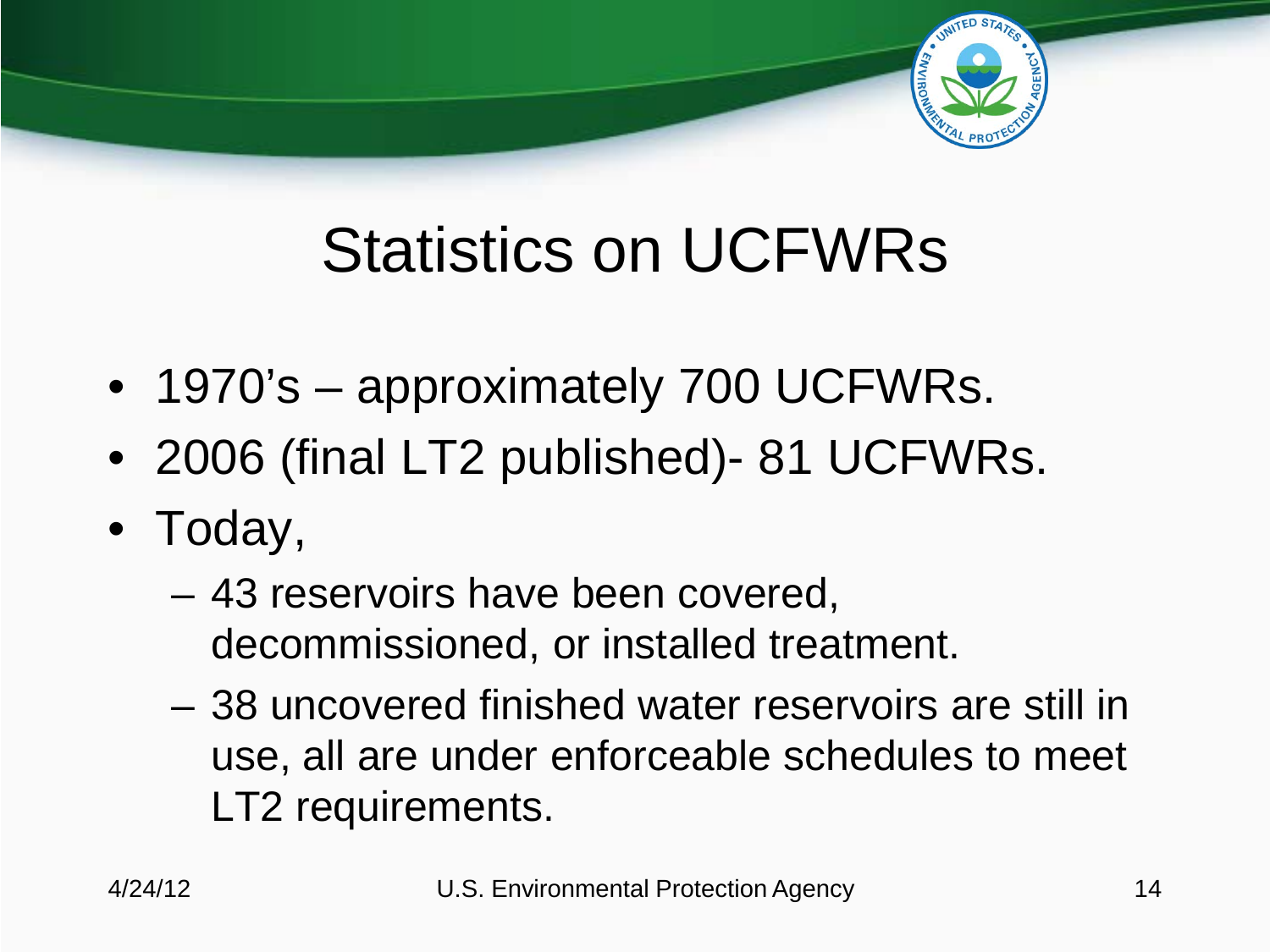# Statistics on UCFWRs

- 1970's – approximately 700 UCFWRs.
- 2006 (final LT2 published)- 81 UCFWRs.
- Today,
  - 43 reservoirs have been covered, decommissioned, or installed treatment.
  - 38 uncovered finished water reservoirs are still in use, all are under enforceable schedules to meet LT2 requirements.